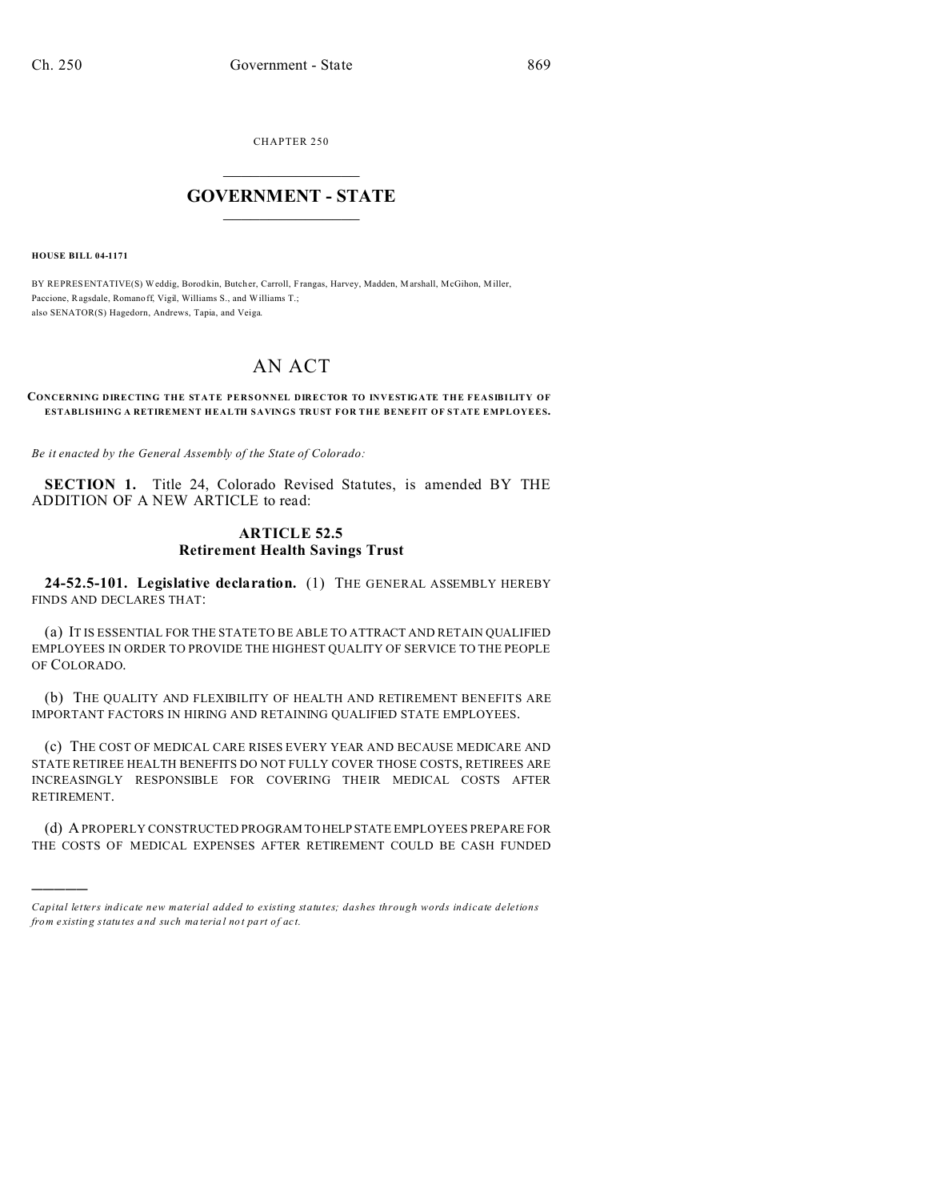CHAPTER 250

# GOVERNMENT - STATE

**HOUSE BILL 04-1171**

BY REPRESENTATIVE(S) Weddig, Borodkin, Butcher, Carroll, Frangas, Harvey, Madden, Marshall, McGihon, Miller, Paccione, Ragsdale, Romanoff, Vigil, Williams S., and Williams T.;
also SENATOR(S) Hagedorn, Andrews, Tapia, and Veiga.

# AN ACT

**CONCERNING DIRECTING THE STATE PERSONNEL DIRECTOR TO INVESTIGATE THE FEASIBILITY OF ESTABLISHING A RETIREMENT HEALTH SAVINGS TRUST FOR THE BENEFIT OF STATE EMPLOYEES.**

*Be it enacted by the General Assembly of the State of Colorado:*

**SECTION 1.** Title 24, Colorado Revised Statutes, is amended BY THE ADDITION OF A NEW ARTICLE to read:

## ARTICLE 52.5
## Retirement Health Savings Trust

**24-52.5-101. Legislative declaration.** (1) THE GENERAL ASSEMBLY HEREBY FINDS AND DECLARES THAT:

(a) IT IS ESSENTIAL FOR THE STATE TO BE ABLE TO ATTRACT AND RETAIN QUALIFIED EMPLOYEES IN ORDER TO PROVIDE THE HIGHEST QUALITY OF SERVICE TO THE PEOPLE OF COLORADO.

(b) THE QUALITY AND FLEXIBILITY OF HEALTH AND RETIREMENT BENEFITS ARE IMPORTANT FACTORS IN HIRING AND RETAINING QUALIFIED STATE EMPLOYEES.

(c) THE COST OF MEDICAL CARE RISES EVERY YEAR AND BECAUSE MEDICARE AND STATE RETIREE HEALTH BENEFITS DO NOT FULLY COVER THOSE COSTS, RETIREES ARE INCREASINGLY RESPONSIBLE FOR COVERING THEIR MEDICAL COSTS AFTER RETIREMENT.

(d) A PROPERLY CONSTRUCTED PROGRAM TO HELP STATE EMPLOYEES PREPARE FOR THE COSTS OF MEDICAL EXPENSES AFTER RETIREMENT COULD BE CASH FUNDED

---

*Capital letters indicate new material added to existing statutes; dashes through words indicate deletions from existing statutes and such material not part of act.*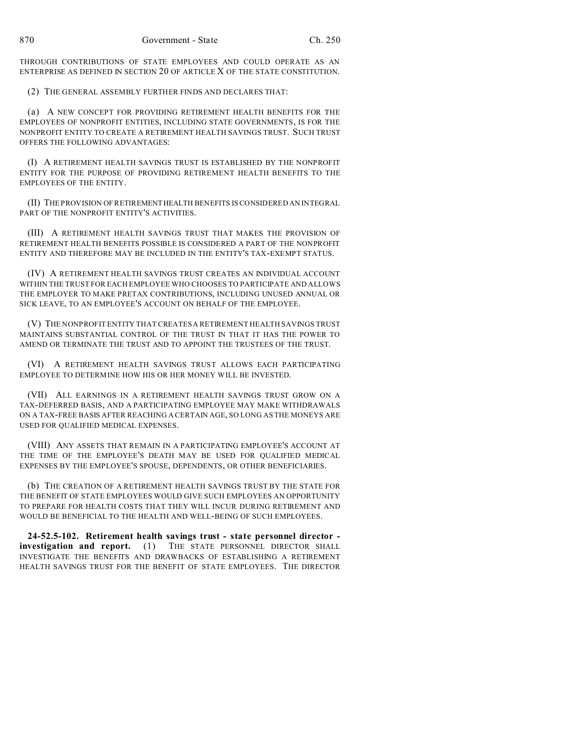THROUGH CONTRIBUTIONS OF STATE EMPLOYEES AND COULD OPERATE AS AN ENTERPRISE AS DEFINED IN SECTION 20 OF ARTICLE X OF THE STATE CONSTITUTION.

(2) THE GENERAL ASSEMBLY FURTHER FINDS AND DECLARES THAT:

(a) A NEW CONCEPT FOR PROVIDING RETIREMENT HEALTH BENEFITS FOR THE EMPLOYEES OF NONPROFIT ENTITIES, INCLUDING STATE GOVERNMENTS, IS FOR THE NONPROFIT ENTITY TO CREATE A RETIREMENT HEALTH SAVINGS TRUST. SUCH TRUST OFFERS THE FOLLOWING ADVANTAGES:

(I) A RETIREMENT HEALTH SAVINGS TRUST IS ESTABLISHED BY THE NONPROFIT ENTITY FOR THE PURPOSE OF PROVIDING RETIREMENT HEALTH BENEFITS TO THE EMPLOYEES OF THE ENTITY.

(II) THE PROVISION OF RETIREMENT HEALTH BENEFITS IS CONSIDERED AN INTEGRAL PART OF THE NONPROFIT ENTITY'S ACTIVITIES.

(III) A RETIREMENT HEALTH SAVINGS TRUST THAT MAKES THE PROVISION OF RETIREMENT HEALTH BENEFITS POSSIBLE IS CONSIDERED A PART OF THE NONPROFIT ENTITY AND THEREFORE MAY BE INCLUDED IN THE ENTITY'S TAX-EXEMPT STATUS.

(IV) A RETIREMENT HEALTH SAVINGS TRUST CREATES AN INDIVIDUAL ACCOUNT WITHIN THE TRUST FOR EACH EMPLOYEE WHO CHOOSES TO PARTICIPATE AND ALLOWS THE EMPLOYER TO MAKE PRETAX CONTRIBUTIONS, INCLUDING UNUSED ANNUAL OR SICK LEAVE, TO AN EMPLOYEE'S ACCOUNT ON BEHALF OF THE EMPLOYEE.

(V) THE NONPROFIT ENTITY THAT CREATES A RETIREMENT HEALTH SAVINGS TRUST MAINTAINS SUBSTANTIAL CONTROL OF THE TRUST IN THAT IT HAS THE POWER TO AMEND OR TERMINATE THE TRUST AND TO APPOINT THE TRUSTEES OF THE TRUST.

(VI) A RETIREMENT HEALTH SAVINGS TRUST ALLOWS EACH PARTICIPATING EMPLOYEE TO DETERMINE HOW HIS OR HER MONEY WILL BE INVESTED.

(VII) ALL EARNINGS IN A RETIREMENT HEALTH SAVINGS TRUST GROW ON A TAX-DEFERRED BASIS, AND A PARTICIPATING EMPLOYEE MAY MAKE WITHDRAWALS ON A TAX-FREE BASIS AFTER REACHING A CERTAIN AGE, SO LONG AS THE MONEYS ARE USED FOR QUALIFIED MEDICAL EXPENSES.

(VIII) ANY ASSETS THAT REMAIN IN A PARTICIPATING EMPLOYEE'S ACCOUNT AT THE TIME OF THE EMPLOYEE'S DEATH MAY BE USED FOR QUALIFIED MEDICAL EXPENSES BY THE EMPLOYEE'S SPOUSE, DEPENDENTS, OR OTHER BENEFICIARIES.

(b) THE CREATION OF A RETIREMENT HEALTH SAVINGS TRUST BY THE STATE FOR THE BENEFIT OF STATE EMPLOYEES WOULD GIVE SUCH EMPLOYEES AN OPPORTUNITY TO PREPARE FOR HEALTH COSTS THAT THEY WILL INCUR DURING RETIREMENT AND WOULD BE BENEFICIAL TO THE HEALTH AND WELL-BEING OF SUCH EMPLOYEES.

**24-52.5-102. Retirement health savings trust - state personnel director - investigation and report.** (1) THE STATE PERSONNEL DIRECTOR SHALL INVESTIGATE THE BENEFITS AND DRAWBACKS OF ESTABLISHING A RETIREMENT HEALTH SAVINGS TRUST FOR THE BENEFIT OF STATE EMPLOYEES. THE DIRECTOR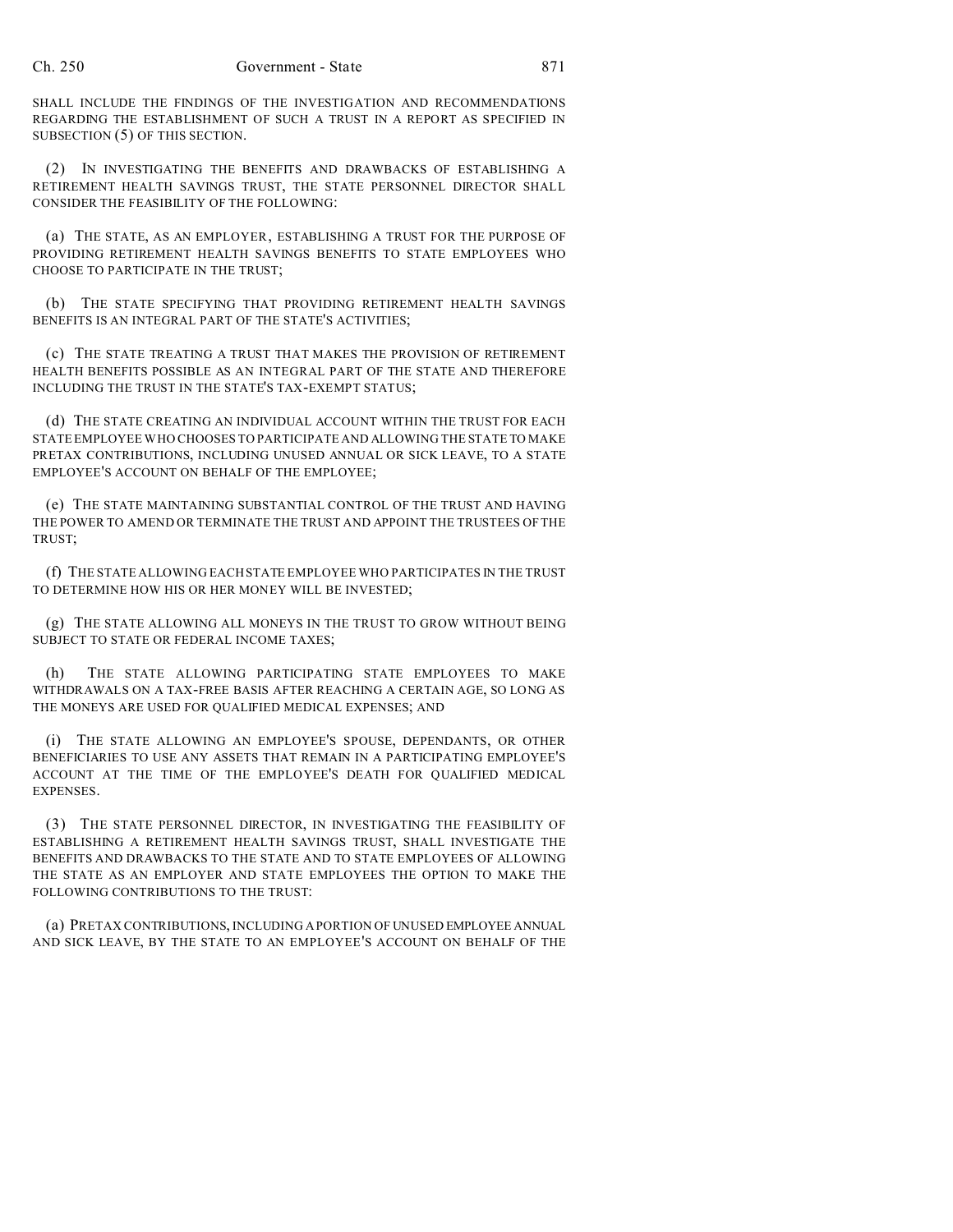SHALL INCLUDE THE FINDINGS OF THE INVESTIGATION AND RECOMMENDATIONS REGARDING THE ESTABLISHMENT OF SUCH A TRUST IN A REPORT AS SPECIFIED IN SUBSECTION (5) OF THIS SECTION.

(2) IN INVESTIGATING THE BENEFITS AND DRAWBACKS OF ESTABLISHING A RETIREMENT HEALTH SAVINGS TRUST, THE STATE PERSONNEL DIRECTOR SHALL CONSIDER THE FEASIBILITY OF THE FOLLOWING:

(a) THE STATE, AS AN EMPLOYER, ESTABLISHING A TRUST FOR THE PURPOSE OF PROVIDING RETIREMENT HEALTH SAVINGS BENEFITS TO STATE EMPLOYEES WHO CHOOSE TO PARTICIPATE IN THE TRUST;

(b) THE STATE SPECIFYING THAT PROVIDING RETIREMENT HEALTH SAVINGS BENEFITS IS AN INTEGRAL PART OF THE STATE'S ACTIVITIES;

(c) THE STATE TREATING A TRUST THAT MAKES THE PROVISION OF RETIREMENT HEALTH BENEFITS POSSIBLE AS AN INTEGRAL PART OF THE STATE AND THEREFORE INCLUDING THE TRUST IN THE STATE'S TAX-EXEMPT STATUS;

(d) THE STATE CREATING AN INDIVIDUAL ACCOUNT WITHIN THE TRUST FOR EACH STATE EMPLOYEE WHO CHOOSES TO PARTICIPATE AND ALLOWING THE STATE TO MAKE PRETAX CONTRIBUTIONS, INCLUDING UNUSED ANNUAL OR SICK LEAVE, TO A STATE EMPLOYEE'S ACCOUNT ON BEHALF OF THE EMPLOYEE;

(e) THE STATE MAINTAINING SUBSTANTIAL CONTROL OF THE TRUST AND HAVING THE POWER TO AMEND OR TERMINATE THE TRUST AND APPOINT THE TRUSTEES OF THE TRUST;

(f) THE STATE ALLOWING EACH STATE EMPLOYEE WHO PARTICIPATES IN THE TRUST TO DETERMINE HOW HIS OR HER MONEY WILL BE INVESTED;

(g) THE STATE ALLOWING ALL MONEYS IN THE TRUST TO GROW WITHOUT BEING SUBJECT TO STATE OR FEDERAL INCOME TAXES;

(h) THE STATE ALLOWING PARTICIPATING STATE EMPLOYEES TO MAKE WITHDRAWALS ON A TAX-FREE BASIS AFTER REACHING A CERTAIN AGE, SO LONG AS THE MONEYS ARE USED FOR QUALIFIED MEDICAL EXPENSES; AND

(i) THE STATE ALLOWING AN EMPLOYEE'S SPOUSE, DEPENDANTS, OR OTHER BENEFICIARIES TO USE ANY ASSETS THAT REMAIN IN A PARTICIPATING EMPLOYEE'S ACCOUNT AT THE TIME OF THE EMPLOYEE'S DEATH FOR QUALIFIED MEDICAL EXPENSES.

(3) THE STATE PERSONNEL DIRECTOR, IN INVESTIGATING THE FEASIBILITY OF ESTABLISHING A RETIREMENT HEALTH SAVINGS TRUST, SHALL INVESTIGATE THE BENEFITS AND DRAWBACKS TO THE STATE AND TO STATE EMPLOYEES OF ALLOWING THE STATE AS AN EMPLOYER AND STATE EMPLOYEES THE OPTION TO MAKE THE FOLLOWING CONTRIBUTIONS TO THE TRUST:

(a) PRETAX CONTRIBUTIONS, INCLUDING A PORTION OF UNUSED EMPLOYEE ANNUAL AND SICK LEAVE, BY THE STATE TO AN EMPLOYEE'S ACCOUNT ON BEHALF OF THE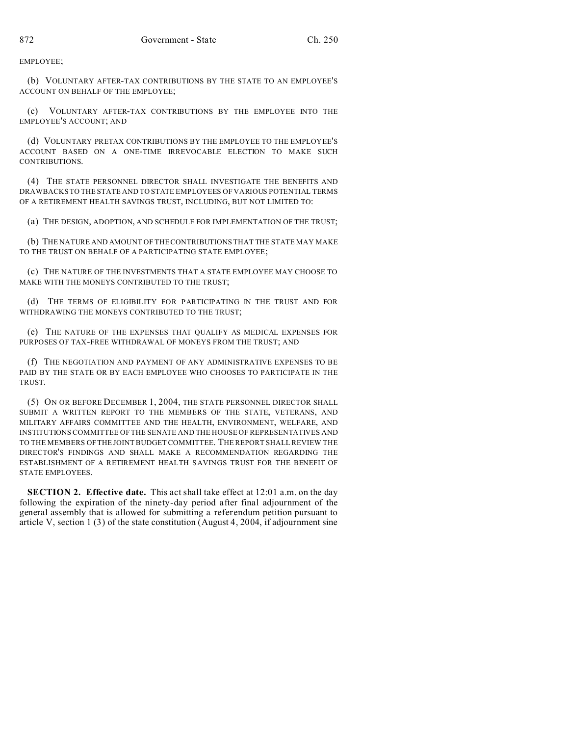EMPLOYEE;

(b) VOLUNTARY AFTER-TAX CONTRIBUTIONS BY THE STATE TO AN EMPLOYEE'S ACCOUNT ON BEHALF OF THE EMPLOYEE;

(c) VOLUNTARY AFTER-TAX CONTRIBUTIONS BY THE EMPLOYEE INTO THE EMPLOYEE'S ACCOUNT; AND

(d) VOLUNTARY PRETAX CONTRIBUTIONS BY THE EMPLOYEE TO THE EMPLOYEE'S ACCOUNT BASED ON A ONE-TIME IRREVOCABLE ELECTION TO MAKE SUCH CONTRIBUTIONS.

(4) THE STATE PERSONNEL DIRECTOR SHALL INVESTIGATE THE BENEFITS AND DRAWBACKS TO THE STATE AND TO STATE EMPLOYEES OF VARIOUS POTENTIAL TERMS OF A RETIREMENT HEALTH SAVINGS TRUST, INCLUDING, BUT NOT LIMITED TO:

(a) THE DESIGN, ADOPTION, AND SCHEDULE FOR IMPLEMENTATION OF THE TRUST;

(b) THE NATURE AND AMOUNT OF THE CONTRIBUTIONS THAT THE STATE MAY MAKE TO THE TRUST ON BEHALF OF A PARTICIPATING STATE EMPLOYEE;

(c) THE NATURE OF THE INVESTMENTS THAT A STATE EMPLOYEE MAY CHOOSE TO MAKE WITH THE MONEYS CONTRIBUTED TO THE TRUST;

(d) THE TERMS OF ELIGIBILITY FOR PARTICIPATING IN THE TRUST AND FOR WITHDRAWING THE MONEYS CONTRIBUTED TO THE TRUST;

(e) THE NATURE OF THE EXPENSES THAT QUALIFY AS MEDICAL EXPENSES FOR PURPOSES OF TAX-FREE WITHDRAWAL OF MONEYS FROM THE TRUST; AND

(f) THE NEGOTIATION AND PAYMENT OF ANY ADMINISTRATIVE EXPENSES TO BE PAID BY THE STATE OR BY EACH EMPLOYEE WHO CHOOSES TO PARTICIPATE IN THE TRUST.

(5) ON OR BEFORE DECEMBER 1, 2004, THE STATE PERSONNEL DIRECTOR SHALL SUBMIT A WRITTEN REPORT TO THE MEMBERS OF THE STATE, VETERANS, AND MILITARY AFFAIRS COMMITTEE AND THE HEALTH, ENVIRONMENT, WELFARE, AND INSTITUTIONS COMMITTEE OF THE SENATE AND THE HOUSE OF REPRESENTATIVES AND TO THE MEMBERS OF THE JOINT BUDGET COMMITTEE. THE REPORT SHALL REVIEW THE DIRECTOR'S FINDINGS AND SHALL MAKE A RECOMMENDATION REGARDING THE ESTABLISHMENT OF A RETIREMENT HEALTH SAVINGS TRUST FOR THE BENEFIT OF STATE EMPLOYEES.

**SECTION 2. Effective date.** This act shall take effect at 12:01 a.m. on the day following the expiration of the ninety-day period after final adjournment of the general assembly that is allowed for submitting a referendum petition pursuant to article V, section 1 (3) of the state constitution (August 4, 2004, if adjournment sine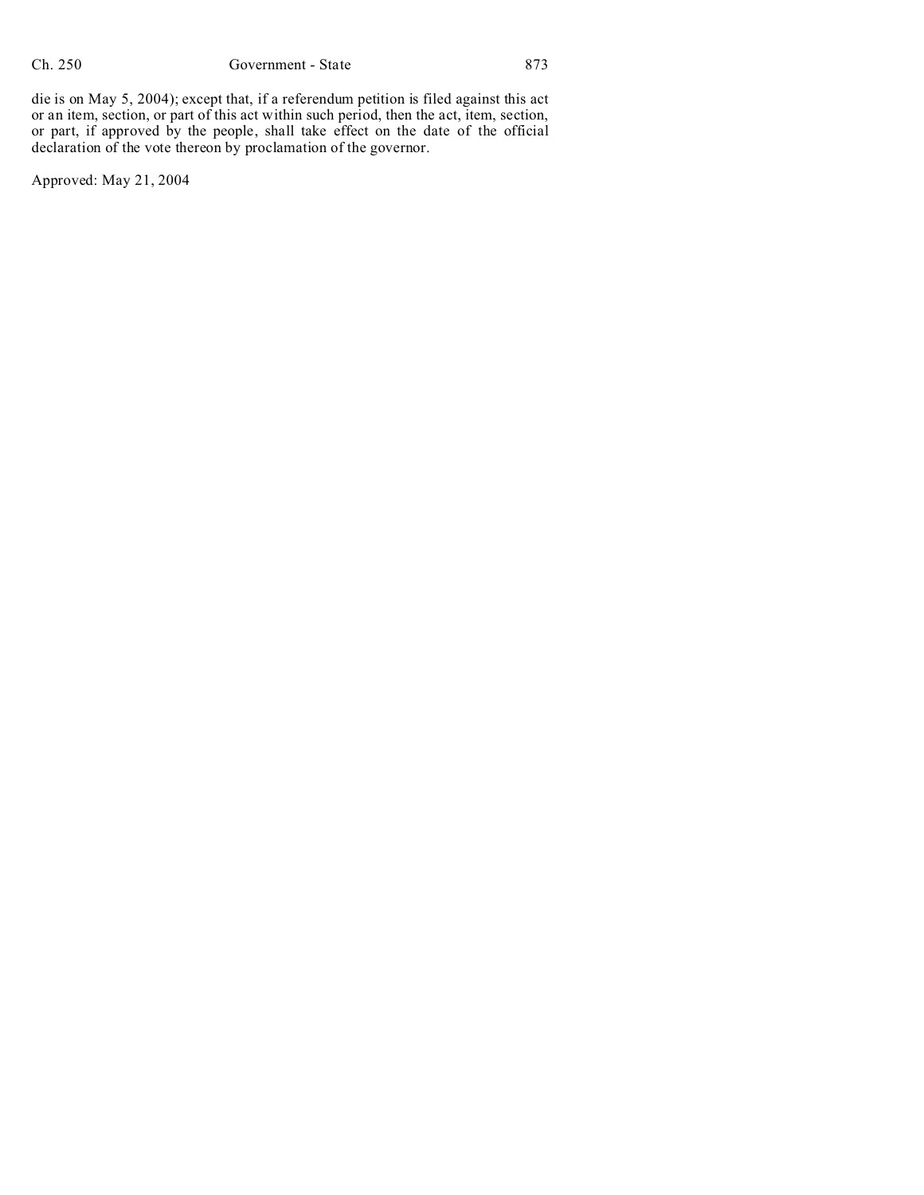die is on May 5, 2004); except that, if a referendum petition is filed against this act or an item, section, or part of this act within such period, then the act, item, section, or part, if approved by the people, shall take effect on the date of the official declaration of the vote thereon by proclamation of the governor.

Approved: May 21, 2004